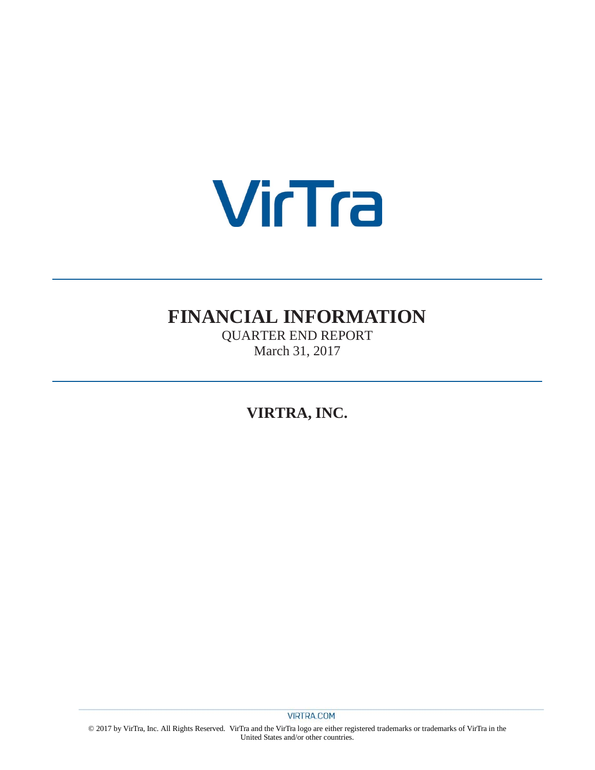VirTra

# FINANCIAL INFORMATION

QUARTER END REPORT

March 31, 2017

## VIRTRA, INC.

VIRTRA.COM

© 2017 by VirTra, Inc. All Rights Reserved. VirTra and the VirTra logo are either registered trademarks or trademarks of VirTra in the United States and/or other countries.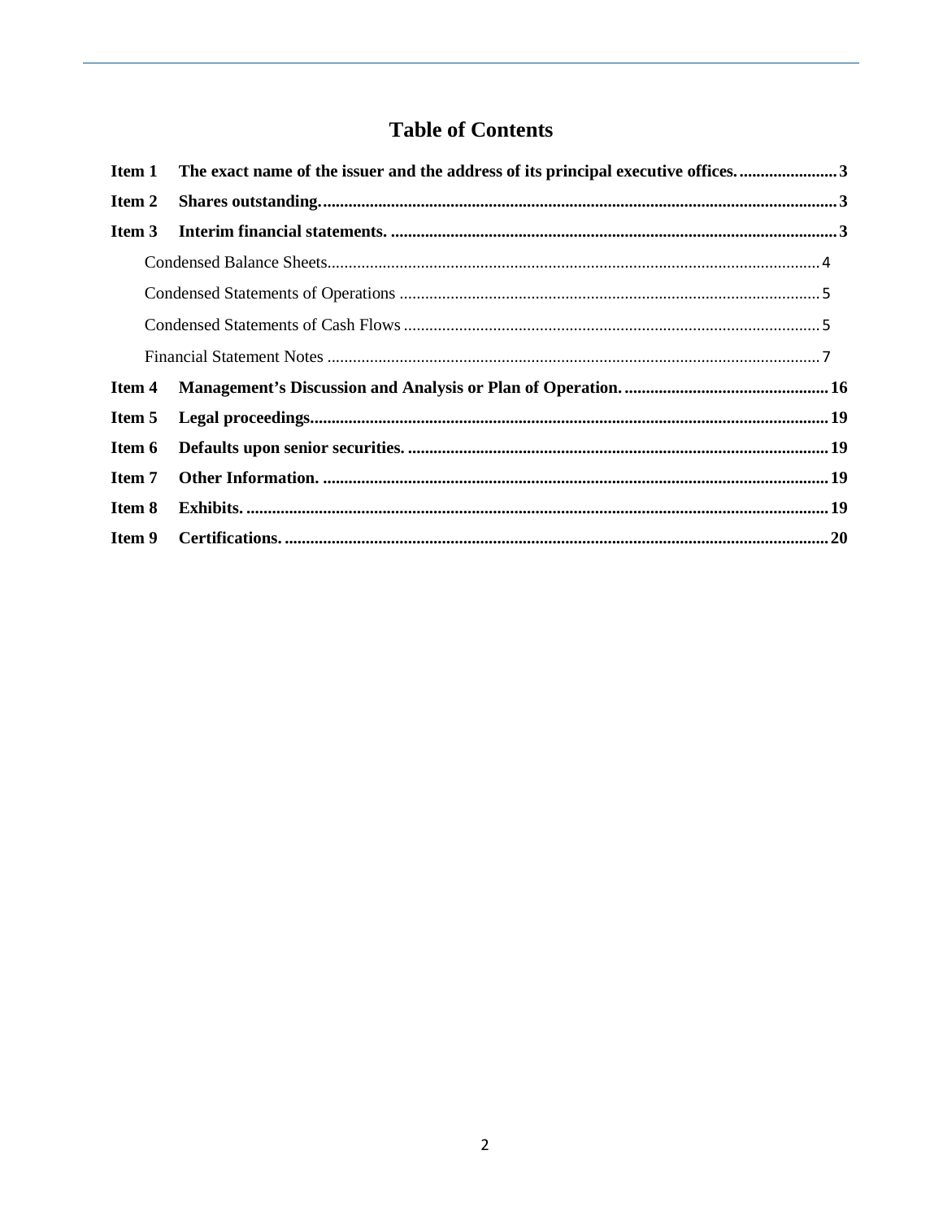# Table of Contents

| | | |
|---|---|---|
| **Item 1** | **The exact name of the issuer and the address of its principal executive offices.** | **3** |
| **Item 2** | **Shares outstanding.** | **3** |
| **Item 3** | **Interim financial statements.** | **3** |
| | Condensed Balance Sheets | 4 |
| | Condensed Statements of Operations | 5 |
| | Condensed Statements of Cash Flows | 5 |
| | Financial Statement Notes | 7 |
| **Item 4** | **Management's Discussion and Analysis or Plan of Operation.** | **16** |
| **Item 5** | **Legal proceedings.** | **19** |
| **Item 6** | **Defaults upon senior securities.** | **19** |
| **Item 7** | **Other Information.** | **19** |
| **Item 8** | **Exhibits.** | **19** |
| **Item 9** | **Certifications.** | **20** |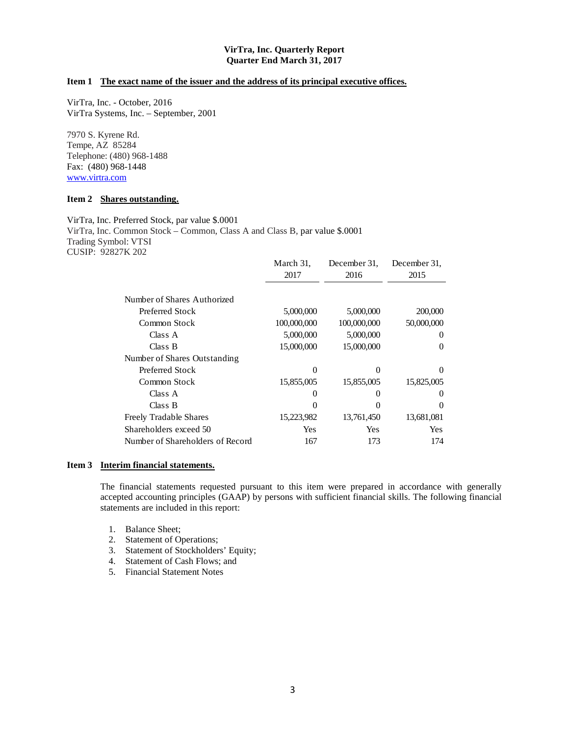**VirTra, Inc. Quarterly Report**
**Quarter End March 31, 2017**

**Item 1 The exact name of the issuer and the address of its principal executive offices.**

VirTra, Inc. - October, 2016
VirTra Systems, Inc. – September, 2001

7970 S. Kyrene Rd.
Tempe, AZ 85284
Telephone: (480) 968-1488
Fax: (480) 968-1448
www.virtra.com

**Item 2 Shares outstanding.**

VirTra, Inc. Preferred Stock, par value $.0001
VirTra, Inc. Common Stock – Common, Class A and Class B, par value $.0001
Trading Symbol: VTSI
CUSIP: 92827K 202

| | March 31, 2017 | December 31, 2016 | December 31, 2015 |
|---|---|---|---|
| Number of Shares Authorized | | | |
| Preferred Stock | 5,000,000 | 5,000,000 | 200,000 |
| Common Stock | 100,000,000 | 100,000,000 | 50,000,000 |
| Class A | 5,000,000 | 5,000,000 | 0 |
| Class B | 15,000,000 | 15,000,000 | 0 |
| Number of Shares Outstanding | | | |
| Preferred Stock | 0 | 0 | 0 |
| Common Stock | 15,855,005 | 15,855,005 | 15,825,005 |
| Class A | 0 | 0 | 0 |
| Class B | 0 | 0 | 0 |
| Freely Tradable Shares | 15,223,982 | 13,761,450 | 13,681,081 |
| Shareholders exceed 50 | Yes | Yes | Yes |
| Number of Shareholders of Record | 167 | 173 | 174 |

**Item 3 Interim financial statements.**

The financial statements requested pursuant to this item were prepared in accordance with generally accepted accounting principles (GAAP) by persons with sufficient financial skills. The following financial statements are included in this report:

1. Balance Sheet;
2. Statement of Operations;
3. Statement of Stockholders' Equity;
4. Statement of Cash Flows; and
5. Financial Statement Notes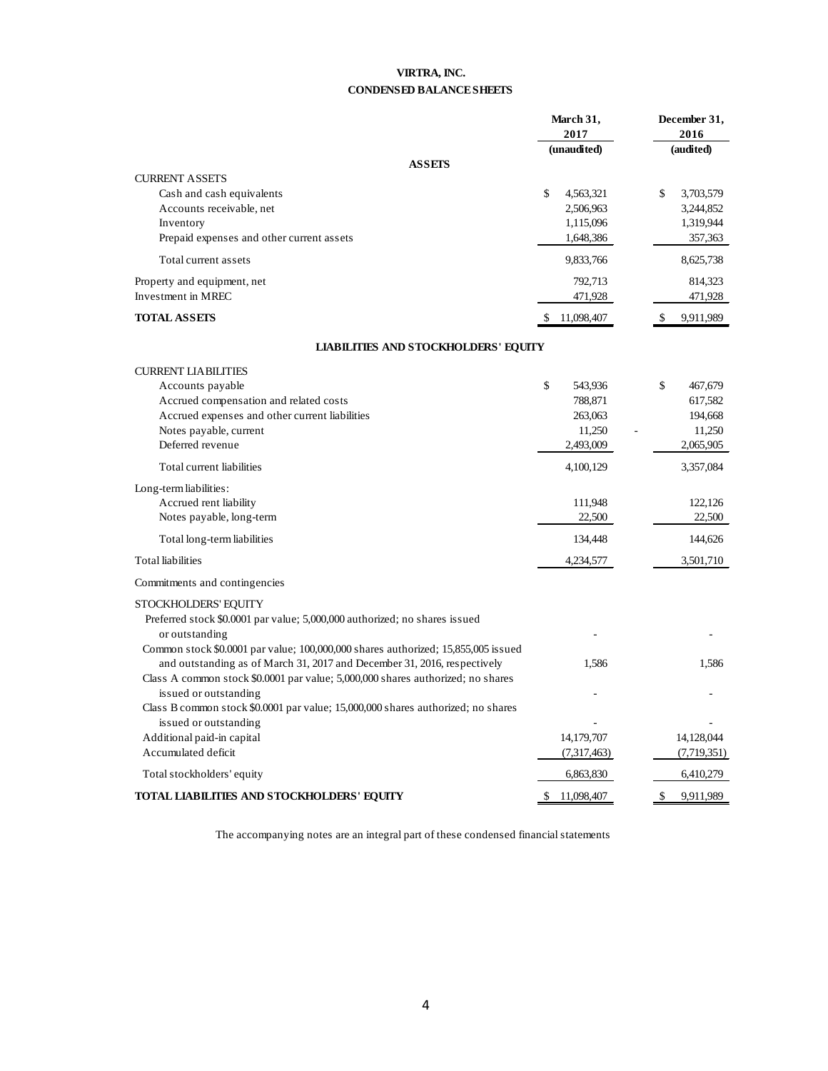# VIRTRA, INC.

## CONDENSED BALANCE SHEETS

| | March 31, 2017 (unaudited) | December 31, 2016 (audited) |
|---|---|---|
| **ASSETS** | | |
| CURRENT ASSETS | | |
| Cash and cash equivalents | $ 4,563,321 | $ 3,703,579 |
| Accounts receivable, net | 2,506,963 | 3,244,852 |
| Inventory | 1,115,096 | 1,319,944 |
| Prepaid expenses and other current assets | 1,648,386 | 357,363 |
| Total current assets | 9,833,766 | 8,625,738 |
| Property and equipment, net | 792,713 | 814,323 |
| Investment in MREC | 471,928 | 471,928 |
| **TOTAL ASSETS** | $ 11,098,407 | $ 9,911,989 |
| **LIABILITIES AND STOCKHOLDERS' EQUITY** | | |
| CURRENT LIABILITIES | | |
| Accounts payable | $ 543,936 | $ 467,679 |
| Accrued compensation and related costs | 788,871 | 617,582 |
| Accrued expenses and other current liabilities | 263,063 | 194,668 |
| Notes payable, current | 11,250 | 11,250 |
| Deferred revenue | 2,493,009 | 2,065,905 |
| Total current liabilities | 4,100,129 | 3,357,084 |
| Long-term liabilities: | | |
| Accrued rent liability | 111,948 | 122,126 |
| Notes payable, long-term | 22,500 | 22,500 |
| Total long-term liabilities | 134,448 | 144,626 |
| Total liabilities | 4,234,577 | 3,501,710 |
| Commitments and contingencies | | |
| STOCKHOLDERS' EQUITY | | |
| Preferred stock $0.0001 par value; 5,000,000 authorized; no shares issued or outstanding | - | - |
| Common stock $0.0001 par value; 100,000,000 shares authorized; 15,855,005 issued and outstanding as of March 31, 2017 and December 31, 2016, respectively | 1,586 | 1,586 |
| Class A common stock $0.0001 par value; 5,000,000 shares authorized; no shares issued or outstanding | - | - |
| Class B common stock $0.0001 par value; 15,000,000 shares authorized; no shares issued or outstanding | - | - |
| Additional paid-in capital | 14,179,707 | 14,128,044 |
| Accumulated deficit | (7,317,463) | (7,719,351) |
| Total stockholders' equity | 6,863,830 | 6,410,279 |
| **TOTAL LIABILITIES AND STOCKHOLDERS' EQUITY** | $ 11,098,407 | $ 9,911,989 |

The accompanying notes are an integral part of these condensed financial statements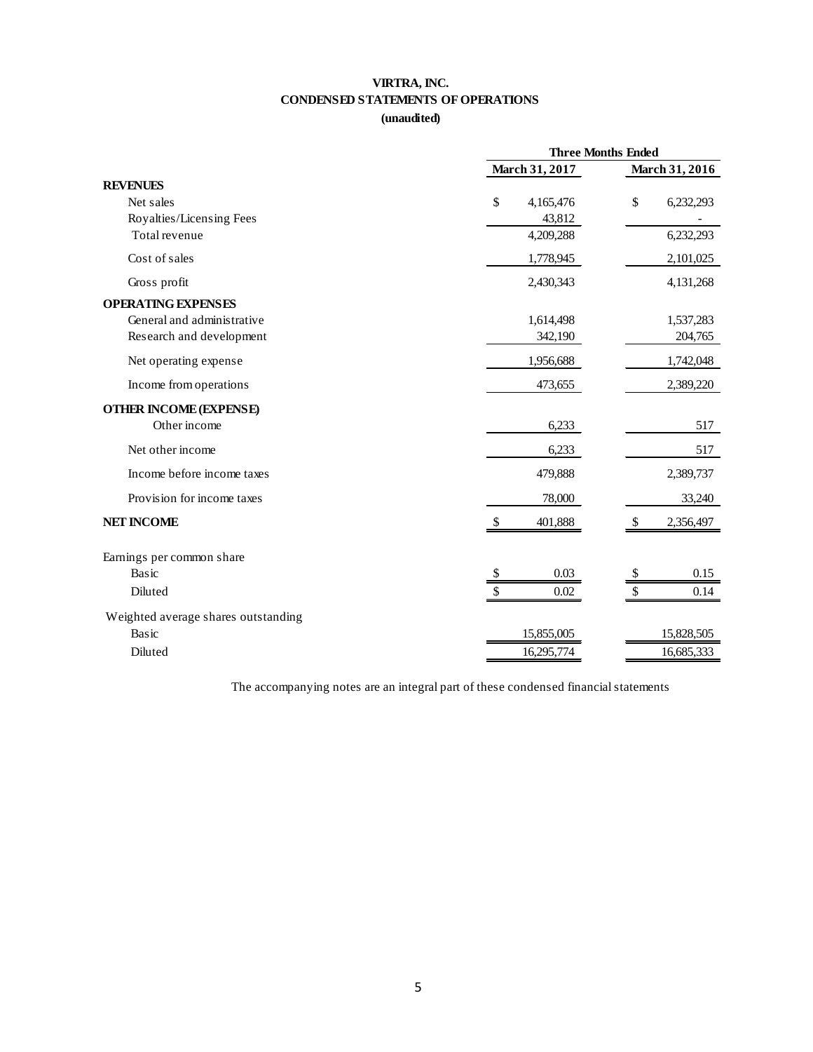# VIRTRA, INC.

## CONDENSED STATEMENTS OF OPERATIONS

**(unaudited)**

| | Three Months Ended | |
|---|---|---|
| | March 31, 2017 | March 31, 2016 |
| **REVENUES** | | |
| Net sales | $ 4,165,476 | $ 6,232,293 |
| Royalties/Licensing Fees | 43,812 | - |
| Total revenue | 4,209,288 | 6,232,293 |
| Cost of sales | 1,778,945 | 2,101,025 |
| Gross profit | 2,430,343 | 4,131,268 |
| **OPERATING EXPENSES** | | |
| General and administrative | 1,614,498 | 1,537,283 |
| Research and development | 342,190 | 204,765 |
| Net operating expense | 1,956,688 | 1,742,048 |
| Income from operations | 473,655 | 2,389,220 |
| **OTHER INCOME (EXPENSE)** | | |
| Other income | 6,233 | 517 |
| Net other income | 6,233 | 517 |
| Income before income taxes | 479,888 | 2,389,737 |
| Provision for income taxes | 78,000 | 33,240 |
| **NET INCOME** | $ 401,888 | $ 2,356,497 |
| Earnings per common share | | |
| Basic | $ 0.03 | $ 0.15 |
| Diluted | $ 0.02 | $ 0.14 |
| Weighted average shares outstanding | | |
| Basic | 15,855,005 | 15,828,505 |
| Diluted | 16,295,774 | 16,685,333 |

The accompanying notes are an integral part of these condensed financial statements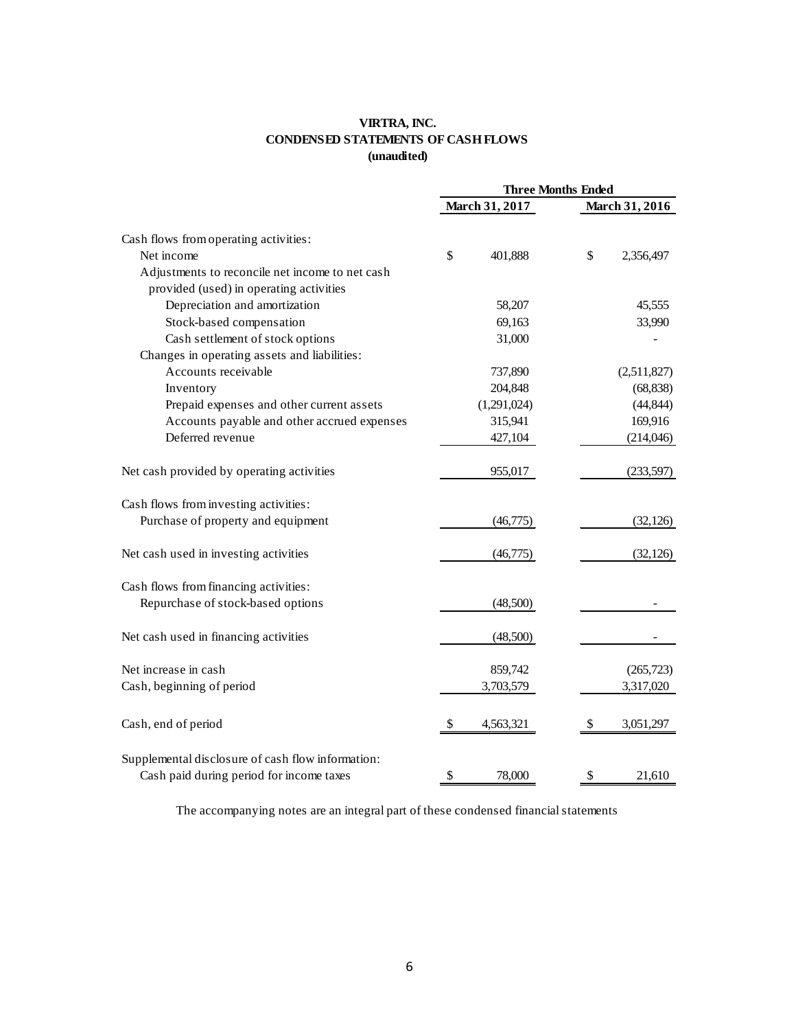**VIRTRA, INC.**
**CONDENSED STATEMENTS OF CASH FLOWS**
**(unaudited)**

| | Three Months Ended | |
|---|---|---|
| | March 31, 2017 | March 31, 2016 |
| Cash flows from operating activities: | | |
| Net income | $ 401,888 | $ 2,356,497 |
| Adjustments to reconcile net income to net cash provided (used) in operating activities | | |
| Depreciation and amortization | 58,207 | 45,555 |
| Stock-based compensation | 69,163 | 33,990 |
| Cash settlement of stock options | 31,000 | - |
| Changes in operating assets and liabilities: | | |
| Accounts receivable | 737,890 | (2,511,827) |
| Inventory | 204,848 | (68,838) |
| Prepaid expenses and other current assets | (1,291,024) | (44,844) |
| Accounts payable and other accrued expenses | 315,941 | 169,916 |
| Deferred revenue | 427,104 | (214,046) |
| Net cash provided by operating activities | 955,017 | (233,597) |
| Cash flows from investing activities: | | |
| Purchase of property and equipment | (46,775) | (32,126) |
| Net cash used in investing activities | (46,775) | (32,126) |
| Cash flows from financing activities: | | |
| Repurchase of stock-based options | (48,500) | - |
| Net cash used in financing activities | (48,500) | - |
| Net increase in cash | 859,742 | (265,723) |
| Cash, beginning of period | 3,703,579 | 3,317,020 |
| Cash, end of period | $ 4,563,321 | $ 3,051,297 |
| Supplemental disclosure of cash flow information: | | |
| Cash paid during period for income taxes | $ 78,000 | $ 21,610 |

The accompanying notes are an integral part of these condensed financial statements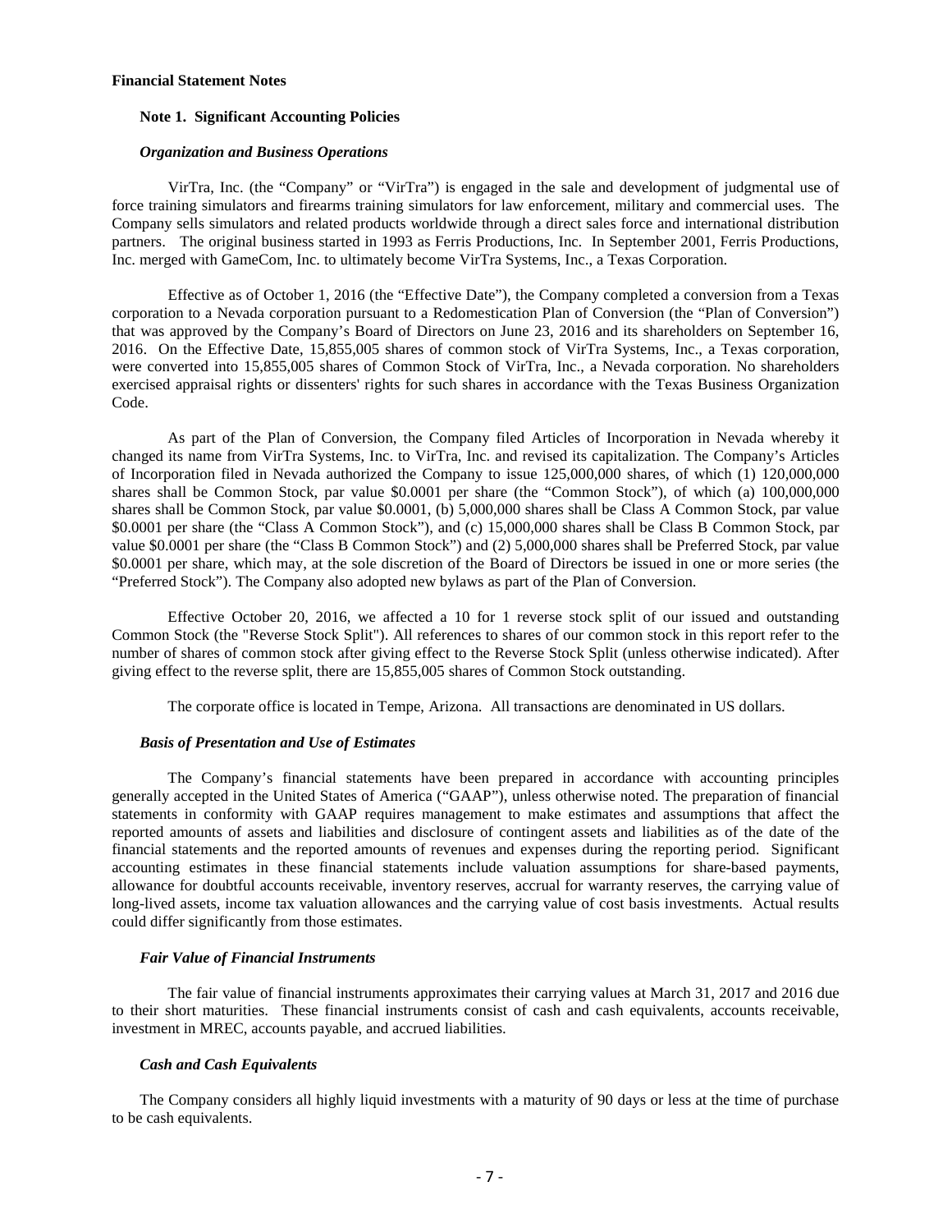**Financial Statement Notes**

**Note 1. Significant Accounting Policies**

***Organization and Business Operations***

VirTra, Inc. (the "Company" or "VirTra") is engaged in the sale and development of judgmental use of force training simulators and firearms training simulators for law enforcement, military and commercial uses. The Company sells simulators and related products worldwide through a direct sales force and international distribution partners. The original business started in 1993 as Ferris Productions, Inc. In September 2001, Ferris Productions, Inc. merged with GameCom, Inc. to ultimately become VirTra Systems, Inc., a Texas Corporation.

Effective as of October 1, 2016 (the "Effective Date"), the Company completed a conversion from a Texas corporation to a Nevada corporation pursuant to a Redomestication Plan of Conversion (the "Plan of Conversion") that was approved by the Company's Board of Directors on June 23, 2016 and its shareholders on September 16, 2016. On the Effective Date, 15,855,005 shares of common stock of VirTra Systems, Inc., a Texas corporation, were converted into 15,855,005 shares of Common Stock of VirTra, Inc., a Nevada corporation. No shareholders exercised appraisal rights or dissenters' rights for such shares in accordance with the Texas Business Organization Code.

As part of the Plan of Conversion, the Company filed Articles of Incorporation in Nevada whereby it changed its name from VirTra Systems, Inc. to VirTra, Inc. and revised its capitalization. The Company's Articles of Incorporation filed in Nevada authorized the Company to issue 125,000,000 shares, of which (1) 120,000,000 shares shall be Common Stock, par value $0.0001 per share (the "Common Stock"), of which (a) 100,000,000 shares shall be Common Stock, par value $0.0001, (b) 5,000,000 shares shall be Class A Common Stock, par value $0.0001 per share (the "Class A Common Stock"), and (c) 15,000,000 shares shall be Class B Common Stock, par value $0.0001 per share (the "Class B Common Stock") and (2) 5,000,000 shares shall be Preferred Stock, par value $0.0001 per share, which may, at the sole discretion of the Board of Directors be issued in one or more series (the "Preferred Stock"). The Company also adopted new bylaws as part of the Plan of Conversion.

Effective October 20, 2016, we affected a 10 for 1 reverse stock split of our issued and outstanding Common Stock (the "Reverse Stock Split"). All references to shares of our common stock in this report refer to the number of shares of common stock after giving effect to the Reverse Stock Split (unless otherwise indicated). After giving effect to the reverse split, there are 15,855,005 shares of Common Stock outstanding.

The corporate office is located in Tempe, Arizona. All transactions are denominated in US dollars.

***Basis of Presentation and Use of Estimates***

The Company's financial statements have been prepared in accordance with accounting principles generally accepted in the United States of America ("GAAP"), unless otherwise noted. The preparation of financial statements in conformity with GAAP requires management to make estimates and assumptions that affect the reported amounts of assets and liabilities and disclosure of contingent assets and liabilities as of the date of the financial statements and the reported amounts of revenues and expenses during the reporting period. Significant accounting estimates in these financial statements include valuation assumptions for share-based payments, allowance for doubtful accounts receivable, inventory reserves, accrual for warranty reserves, the carrying value of long-lived assets, income tax valuation allowances and the carrying value of cost basis investments. Actual results could differ significantly from those estimates.

***Fair Value of Financial Instruments***

The fair value of financial instruments approximates their carrying values at March 31, 2017 and 2016 due to their short maturities. These financial instruments consist of cash and cash equivalents, accounts receivable, investment in MREC, accounts payable, and accrued liabilities.

***Cash and Cash Equivalents***

The Company considers all highly liquid investments with a maturity of 90 days or less at the time of purchase to be cash equivalents.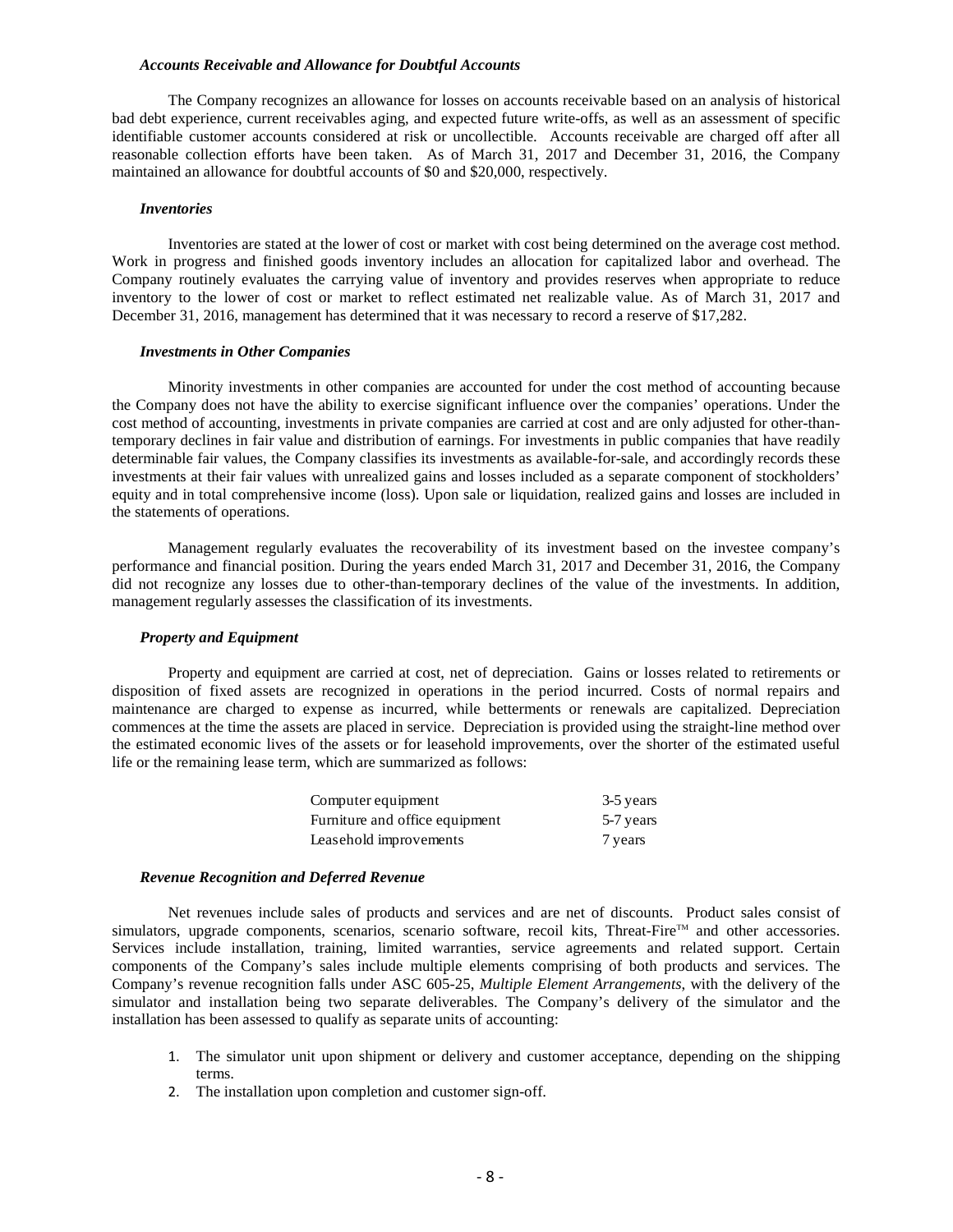***Accounts Receivable and Allowance for Doubtful Accounts***

The Company recognizes an allowance for losses on accounts receivable based on an analysis of historical bad debt experience, current receivables aging, and expected future write-offs, as well as an assessment of specific identifiable customer accounts considered at risk or uncollectible. Accounts receivable are charged off after all reasonable collection efforts have been taken. As of March 31, 2017 and December 31, 2016, the Company maintained an allowance for doubtful accounts of $0 and $20,000, respectively.

***Inventories***

Inventories are stated at the lower of cost or market with cost being determined on the average cost method. Work in progress and finished goods inventory includes an allocation for capitalized labor and overhead. The Company routinely evaluates the carrying value of inventory and provides reserves when appropriate to reduce inventory to the lower of cost or market to reflect estimated net realizable value. As of March 31, 2017 and December 31, 2016, management has determined that it was necessary to record a reserve of $17,282.

***Investments in Other Companies***

Minority investments in other companies are accounted for under the cost method of accounting because the Company does not have the ability to exercise significant influence over the companies' operations. Under the cost method of accounting, investments in private companies are carried at cost and are only adjusted for other-than-temporary declines in fair value and distribution of earnings. For investments in public companies that have readily determinable fair values, the Company classifies its investments as available-for-sale, and accordingly records these investments at their fair values with unrealized gains and losses included as a separate component of stockholders' equity and in total comprehensive income (loss). Upon sale or liquidation, realized gains and losses are included in the statements of operations.

Management regularly evaluates the recoverability of its investment based on the investee company's performance and financial position. During the years ended March 31, 2017 and December 31, 2016, the Company did not recognize any losses due to other-than-temporary declines of the value of the investments. In addition, management regularly assesses the classification of its investments.

***Property and Equipment***

Property and equipment are carried at cost, net of depreciation. Gains or losses related to retirements or disposition of fixed assets are recognized in operations in the period incurred. Costs of normal repairs and maintenance are charged to expense as incurred, while betterments or renewals are capitalized. Depreciation commences at the time the assets are placed in service. Depreciation is provided using the straight-line method over the estimated economic lives of the assets or for leasehold improvements, over the shorter of the estimated useful life or the remaining lease term, which are summarized as follows:

| | |
|---|---|
| Computer equipment | 3-5 years |
| Furniture and office equipment | 5-7 years |
| Leasehold improvements | 7 years |

***Revenue Recognition and Deferred Revenue***

Net revenues include sales of products and services and are net of discounts. Product sales consist of simulators, upgrade components, scenarios, scenario software, recoil kits, Threat-Fire™ and other accessories. Services include installation, training, limited warranties, service agreements and related support. Certain components of the Company's sales include multiple elements comprising of both products and services. The Company's revenue recognition falls under ASC 605-25, *Multiple Element Arrangements*, with the delivery of the simulator and installation being two separate deliverables. The Company's delivery of the simulator and the installation has been assessed to qualify as separate units of accounting:

1. The simulator unit upon shipment or delivery and customer acceptance, depending on the shipping terms.
2. The installation upon completion and customer sign-off.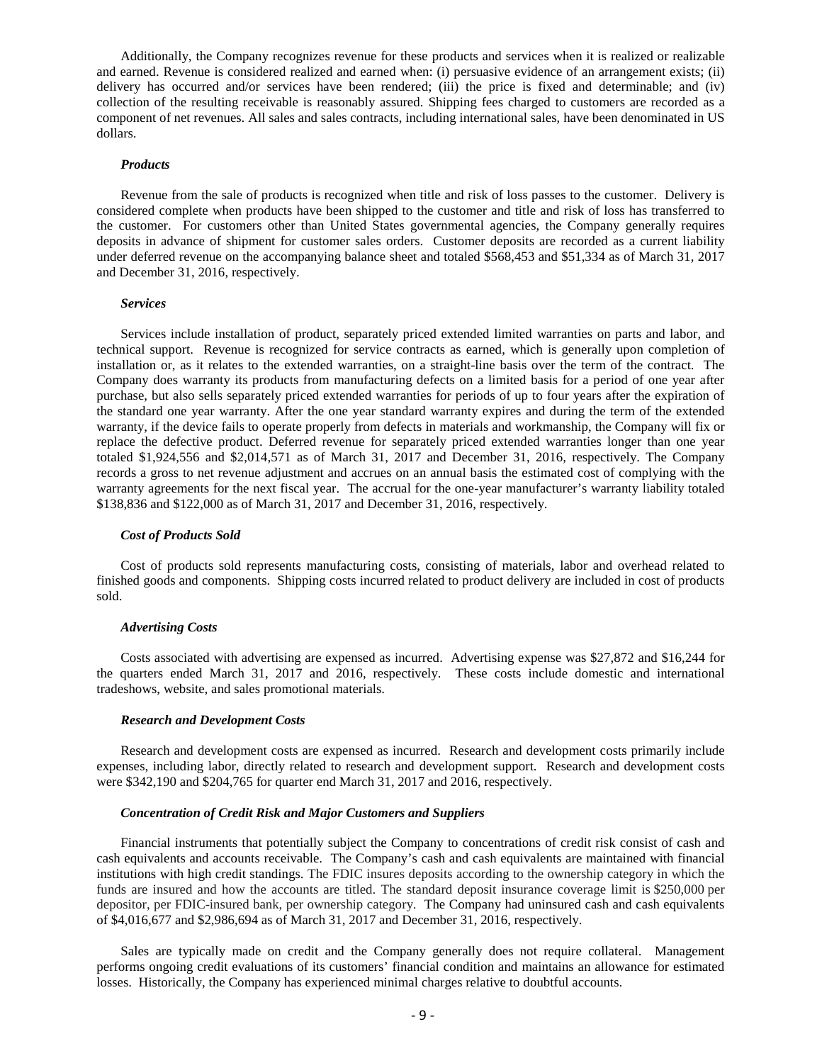Additionally, the Company recognizes revenue for these products and services when it is realized or realizable and earned. Revenue is considered realized and earned when: (i) persuasive evidence of an arrangement exists; (ii) delivery has occurred and/or services have been rendered; (iii) the price is fixed and determinable; and (iv) collection of the resulting receivable is reasonably assured. Shipping fees charged to customers are recorded as a component of net revenues. All sales and sales contracts, including international sales, have been denominated in US dollars.

***Products***

Revenue from the sale of products is recognized when title and risk of loss passes to the customer. Delivery is considered complete when products have been shipped to the customer and title and risk of loss has transferred to the customer. For customers other than United States governmental agencies, the Company generally requires deposits in advance of shipment for customer sales orders. Customer deposits are recorded as a current liability under deferred revenue on the accompanying balance sheet and totaled $568,453 and $51,334 as of March 31, 2017 and December 31, 2016, respectively.

***Services***

Services include installation of product, separately priced extended limited warranties on parts and labor, and technical support. Revenue is recognized for service contracts as earned, which is generally upon completion of installation or, as it relates to the extended warranties, on a straight-line basis over the term of the contract. The Company does warranty its products from manufacturing defects on a limited basis for a period of one year after purchase, but also sells separately priced extended warranties for periods of up to four years after the expiration of the standard one year warranty. After the one year standard warranty expires and during the term of the extended warranty, if the device fails to operate properly from defects in materials and workmanship, the Company will fix or replace the defective product. Deferred revenue for separately priced extended warranties longer than one year totaled $1,924,556 and $2,014,571 as of March 31, 2017 and December 31, 2016, respectively. The Company records a gross to net revenue adjustment and accrues on an annual basis the estimated cost of complying with the warranty agreements for the next fiscal year. The accrual for the one-year manufacturer's warranty liability totaled $138,836 and $122,000 as of March 31, 2017 and December 31, 2016, respectively.

***Cost of Products Sold***

Cost of products sold represents manufacturing costs, consisting of materials, labor and overhead related to finished goods and components. Shipping costs incurred related to product delivery are included in cost of products sold.

***Advertising Costs***

Costs associated with advertising are expensed as incurred. Advertising expense was $27,872 and $16,244 for the quarters ended March 31, 2017 and 2016, respectively. These costs include domestic and international tradeshows, website, and sales promotional materials.

***Research and Development Costs***

Research and development costs are expensed as incurred. Research and development costs primarily include expenses, including labor, directly related to research and development support. Research and development costs were $342,190 and $204,765 for quarter end March 31, 2017 and 2016, respectively.

***Concentration of Credit Risk and Major Customers and Suppliers***

Financial instruments that potentially subject the Company to concentrations of credit risk consist of cash and cash equivalents and accounts receivable. The Company's cash and cash equivalents are maintained with financial institutions with high credit standings. The FDIC insures deposits according to the ownership category in which the funds are insured and how the accounts are titled. The standard deposit insurance coverage limit is $250,000 per depositor, per FDIC-insured bank, per ownership category. The Company had uninsured cash and cash equivalents of $4,016,677 and $2,986,694 as of March 31, 2017 and December 31, 2016, respectively.

Sales are typically made on credit and the Company generally does not require collateral. Management performs ongoing credit evaluations of its customers' financial condition and maintains an allowance for estimated losses. Historically, the Company has experienced minimal charges relative to doubtful accounts.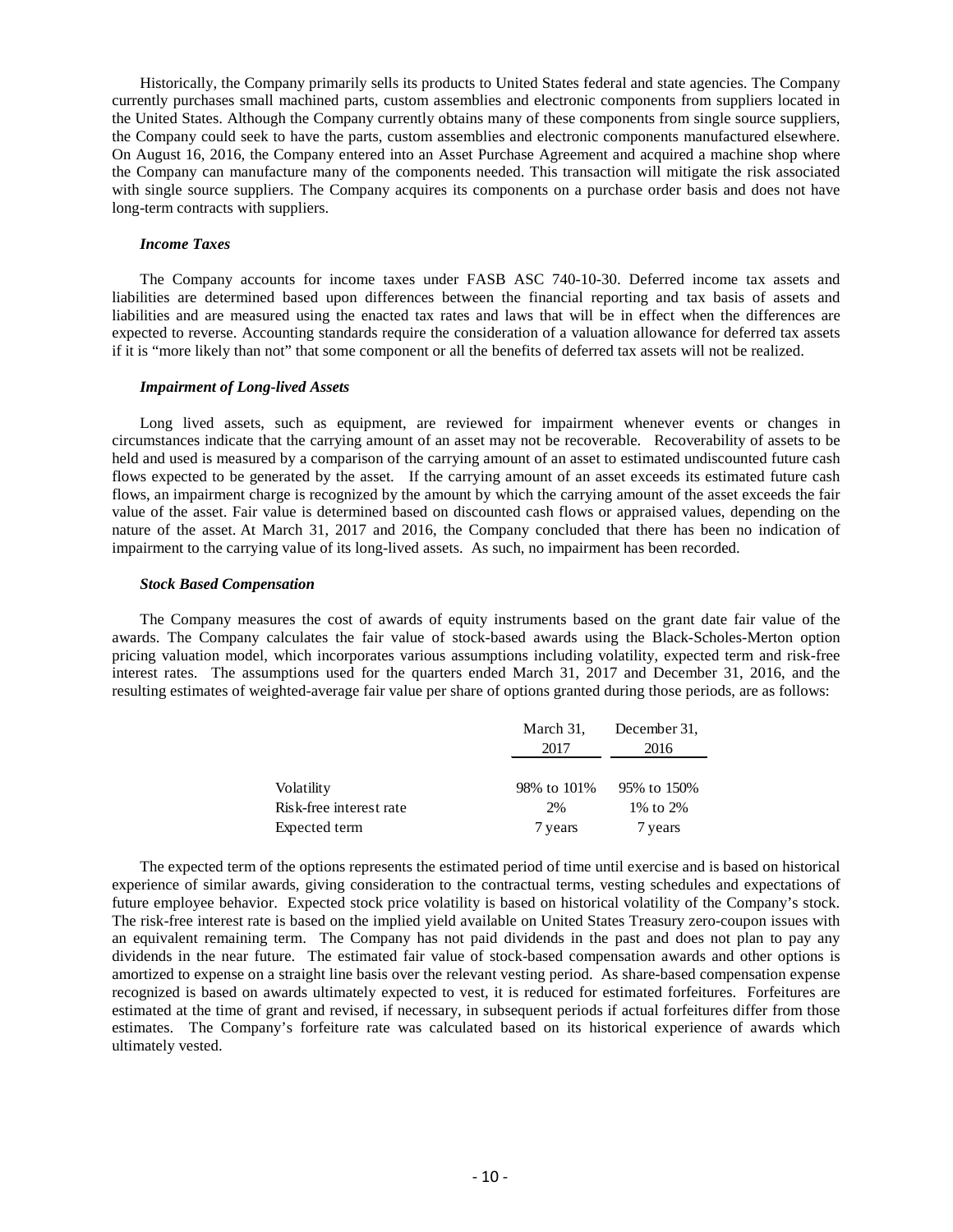Historically, the Company primarily sells its products to United States federal and state agencies. The Company currently purchases small machined parts, custom assemblies and electronic components from suppliers located in the United States. Although the Company currently obtains many of these components from single source suppliers, the Company could seek to have the parts, custom assemblies and electronic components manufactured elsewhere. On August 16, 2016, the Company entered into an Asset Purchase Agreement and acquired a machine shop where the Company can manufacture many of the components needed. This transaction will mitigate the risk associated with single source suppliers. The Company acquires its components on a purchase order basis and does not have long-term contracts with suppliers.

***Income Taxes***

The Company accounts for income taxes under FASB ASC 740-10-30. Deferred income tax assets and liabilities are determined based upon differences between the financial reporting and tax basis of assets and liabilities and are measured using the enacted tax rates and laws that will be in effect when the differences are expected to reverse. Accounting standards require the consideration of a valuation allowance for deferred tax assets if it is "more likely than not" that some component or all the benefits of deferred tax assets will not be realized.

***Impairment of Long-lived Assets***

Long lived assets, such as equipment, are reviewed for impairment whenever events or changes in circumstances indicate that the carrying amount of an asset may not be recoverable. Recoverability of assets to be held and used is measured by a comparison of the carrying amount of an asset to estimated undiscounted future cash flows expected to be generated by the asset. If the carrying amount of an asset exceeds its estimated future cash flows, an impairment charge is recognized by the amount by which the carrying amount of the asset exceeds the fair value of the asset. Fair value is determined based on discounted cash flows or appraised values, depending on the nature of the asset. At March 31, 2017 and 2016, the Company concluded that there has been no indication of impairment to the carrying value of its long-lived assets. As such, no impairment has been recorded.

***Stock Based Compensation***

The Company measures the cost of awards of equity instruments based on the grant date fair value of the awards. The Company calculates the fair value of stock-based awards using the Black-Scholes-Merton option pricing valuation model, which incorporates various assumptions including volatility, expected term and risk-free interest rates. The assumptions used for the quarters ended March 31, 2017 and December 31, 2016, and the resulting estimates of weighted-average fair value per share of options granted during those periods, are as follows:

| | March 31, 2017 | December 31, 2016 |
|---|---|---|
| Volatility | 98% to 101% | 95% to 150% |
| Risk-free interest rate | 2% | 1% to 2% |
| Expected term | 7 years | 7 years |

The expected term of the options represents the estimated period of time until exercise and is based on historical experience of similar awards, giving consideration to the contractual terms, vesting schedules and expectations of future employee behavior. Expected stock price volatility is based on historical volatility of the Company's stock. The risk-free interest rate is based on the implied yield available on United States Treasury zero-coupon issues with an equivalent remaining term. The Company has not paid dividends in the past and does not plan to pay any dividends in the near future. The estimated fair value of stock-based compensation awards and other options is amortized to expense on a straight line basis over the relevant vesting period. As share-based compensation expense recognized is based on awards ultimately expected to vest, it is reduced for estimated forfeitures. Forfeitures are estimated at the time of grant and revised, if necessary, in subsequent periods if actual forfeitures differ from those estimates. The Company's forfeiture rate was calculated based on its historical experience of awards which ultimately vested.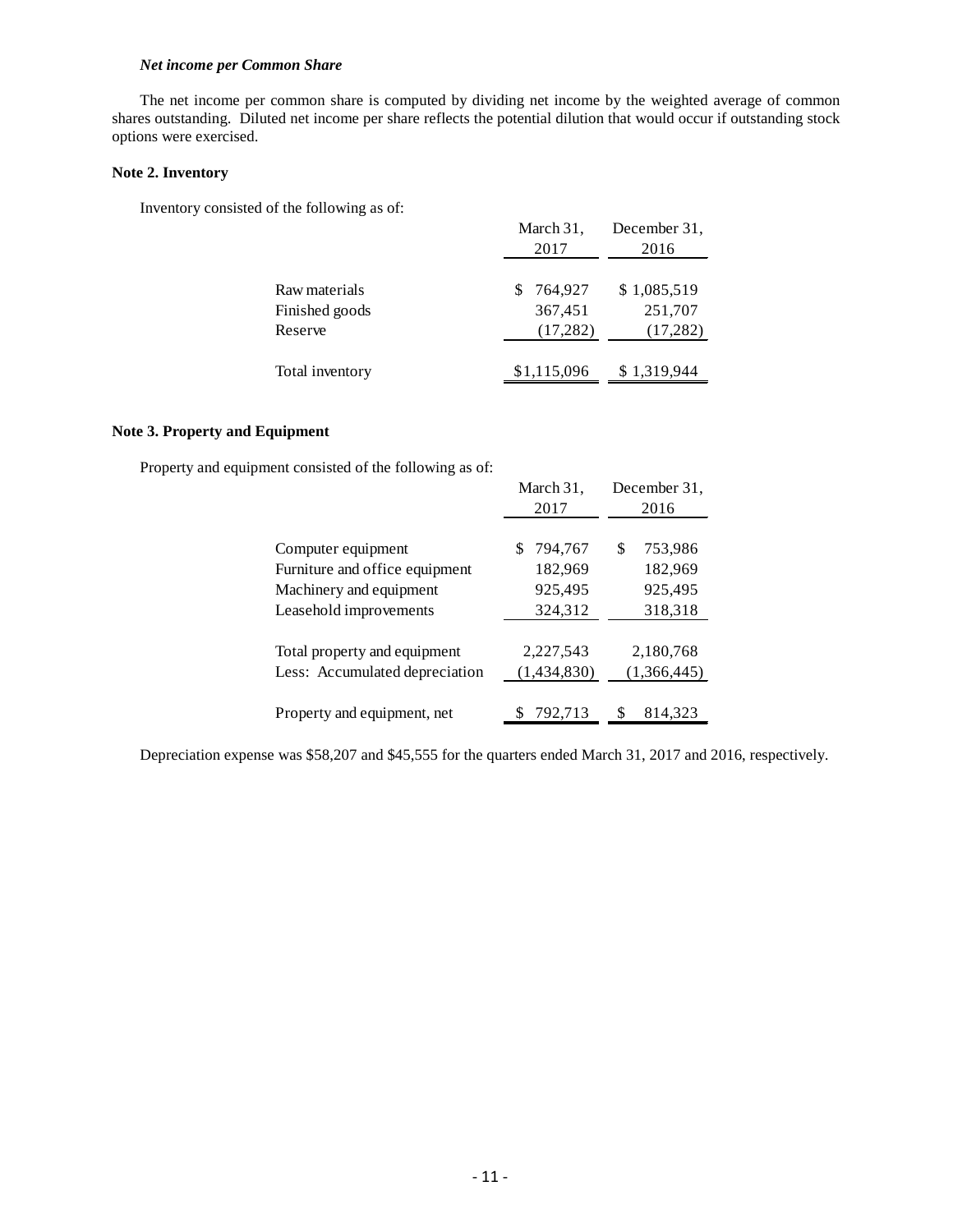***Net income per Common Share***

The net income per common share is computed by dividing net income by the weighted average of common shares outstanding. Diluted net income per share reflects the potential dilution that would occur if outstanding stock options were exercised.

**Note 2. Inventory**

Inventory consisted of the following as of:

| | March 31, 2017 | December 31, 2016 |
|---|---|---|
| Raw materials | $ 764,927 | $ 1,085,519 |
| Finished goods | 367,451 | 251,707 |
| Reserve | (17,282) | (17,282) |
| Total inventory | $1,115,096 | $ 1,319,944 |

**Note 3. Property and Equipment**

Property and equipment consisted of the following as of:

| | March 31, 2017 | December 31, 2016 |
|---|---|---|
| Computer equipment | $ 794,767 | $ 753,986 |
| Furniture and office equipment | 182,969 | 182,969 |
| Machinery and equipment | 925,495 | 925,495 |
| Leasehold improvements | 324,312 | 318,318 |
| Total property and equipment | 2,227,543 | 2,180,768 |
| Less: Accumulated depreciation | (1,434,830) | (1,366,445) |
| Property and equipment, net | $ 792,713 | $ 814,323 |

Depreciation expense was $58,207 and $45,555 for the quarters ended March 31, 2017 and 2016, respectively.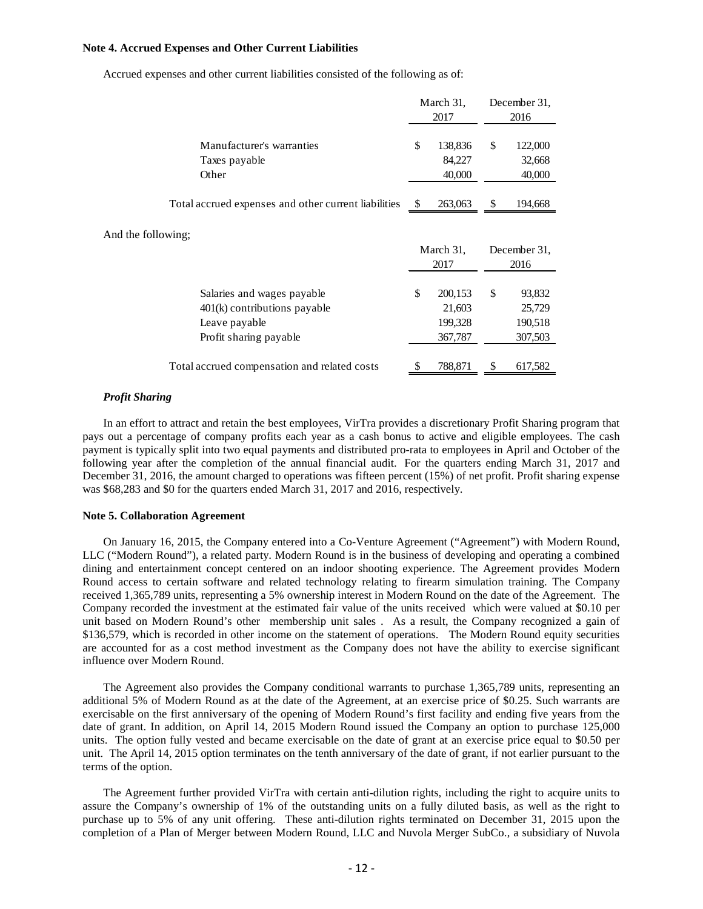**Note 4. Accrued Expenses and Other Current Liabilities**

Accrued expenses and other current liabilities consisted of the following as of:

| | March 31, 2017 | December 31, 2016 |
|---|---|---|
| Manufacturer's warranties | $ 138,836 | $ 122,000 |
| Taxes payable | 84,227 | 32,668 |
| Other | 40,000 | 40,000 |
| Total accrued expenses and other current liabilities | $ 263,063 | $ 194,668 |

And the following;

| | March 31, 2017 | December 31, 2016 |
|---|---|---|
| Salaries and wages payable | $ 200,153 | $ 93,832 |
| 401(k) contributions payable | 21,603 | 25,729 |
| Leave payable | 199,328 | 190,518 |
| Profit sharing payable | 367,787 | 307,503 |
| Total accrued compensation and related costs | $ 788,871 | $ 617,582 |

***Profit Sharing***

In an effort to attract and retain the best employees, VirTra provides a discretionary Profit Sharing program that pays out a percentage of company profits each year as a cash bonus to active and eligible employees. The cash payment is typically split into two equal payments and distributed pro-rata to employees in April and October of the following year after the completion of the annual financial audit. For the quarters ending March 31, 2017 and December 31, 2016, the amount charged to operations was fifteen percent (15%) of net profit. Profit sharing expense was $68,283 and $0 for the quarters ended March 31, 2017 and 2016, respectively.

**Note 5. Collaboration Agreement**

On January 16, 2015, the Company entered into a Co-Venture Agreement ("Agreement") with Modern Round, LLC ("Modern Round"), a related party. Modern Round is in the business of developing and operating a combined dining and entertainment concept centered on an indoor shooting experience. The Agreement provides Modern Round access to certain software and related technology relating to firearm simulation training. The Company received 1,365,789 units, representing a 5% ownership interest in Modern Round on the date of the Agreement. The Company recorded the investment at the estimated fair value of the units received which were valued at $0.10 per unit based on Modern Round's other membership unit sales . As a result, the Company recognized a gain of $136,579, which is recorded in other income on the statement of operations. The Modern Round equity securities are accounted for as a cost method investment as the Company does not have the ability to exercise significant influence over Modern Round.

The Agreement also provides the Company conditional warrants to purchase 1,365,789 units, representing an additional 5% of Modern Round as at the date of the Agreement, at an exercise price of $0.25. Such warrants are exercisable on the first anniversary of the opening of Modern Round's first facility and ending five years from the date of grant. In addition, on April 14, 2015 Modern Round issued the Company an option to purchase 125,000 units. The option fully vested and became exercisable on the date of grant at an exercise price equal to $0.50 per unit. The April 14, 2015 option terminates on the tenth anniversary of the date of grant, if not earlier pursuant to the terms of the option.

The Agreement further provided VirTra with certain anti-dilution rights, including the right to acquire units to assure the Company's ownership of 1% of the outstanding units on a fully diluted basis, as well as the right to purchase up to 5% of any unit offering. These anti-dilution rights terminated on December 31, 2015 upon the completion of a Plan of Merger between Modern Round, LLC and Nuvola Merger SubCo., a subsidiary of Nuvola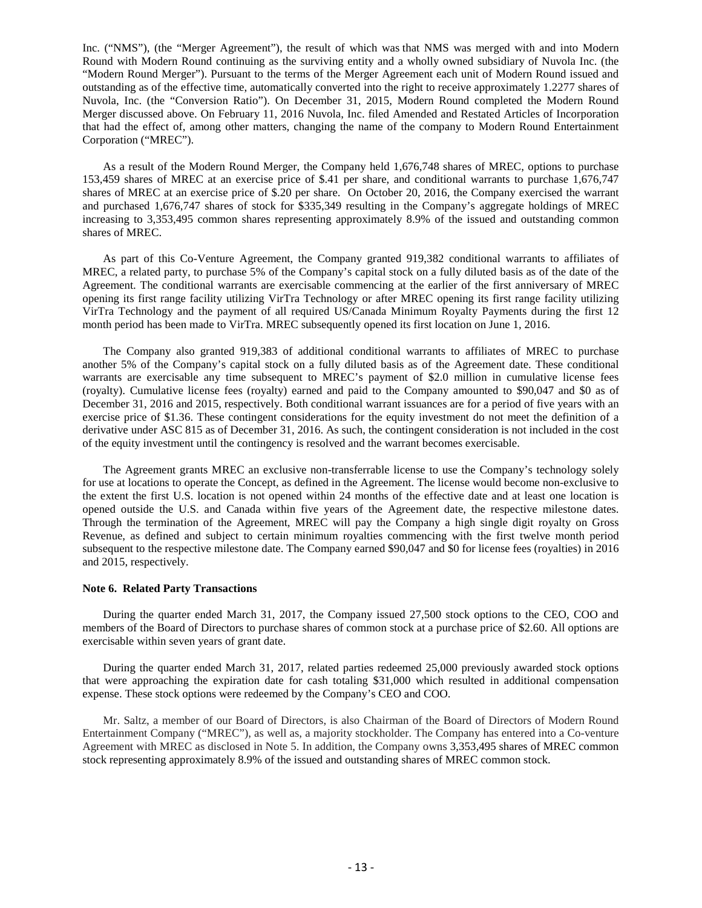Inc. ("NMS"), (the "Merger Agreement"), the result of which was that NMS was merged with and into Modern Round with Modern Round continuing as the surviving entity and a wholly owned subsidiary of Nuvola Inc. (the "Modern Round Merger"). Pursuant to the terms of the Merger Agreement each unit of Modern Round issued and outstanding as of the effective time, automatically converted into the right to receive approximately 1.2277 shares of Nuvola, Inc. (the "Conversion Ratio"). On December 31, 2015, Modern Round completed the Modern Round Merger discussed above. On February 11, 2016 Nuvola, Inc. filed Amended and Restated Articles of Incorporation that had the effect of, among other matters, changing the name of the company to Modern Round Entertainment Corporation ("MREC").

As a result of the Modern Round Merger, the Company held 1,676,748 shares of MREC, options to purchase 153,459 shares of MREC at an exercise price of $.41 per share, and conditional warrants to purchase 1,676,747 shares of MREC at an exercise price of $.20 per share. On October 20, 2016, the Company exercised the warrant and purchased 1,676,747 shares of stock for $335,349 resulting in the Company's aggregate holdings of MREC increasing to 3,353,495 common shares representing approximately 8.9% of the issued and outstanding common shares of MREC.

As part of this Co-Venture Agreement, the Company granted 919,382 conditional warrants to affiliates of MREC, a related party, to purchase 5% of the Company's capital stock on a fully diluted basis as of the date of the Agreement. The conditional warrants are exercisable commencing at the earlier of the first anniversary of MREC opening its first range facility utilizing VirTra Technology or after MREC opening its first range facility utilizing VirTra Technology and the payment of all required US/Canada Minimum Royalty Payments during the first 12 month period has been made to VirTra. MREC subsequently opened its first location on June 1, 2016.

The Company also granted 919,383 of additional conditional warrants to affiliates of MREC to purchase another 5% of the Company's capital stock on a fully diluted basis as of the Agreement date. These conditional warrants are exercisable any time subsequent to MREC's payment of $2.0 million in cumulative license fees (royalty). Cumulative license fees (royalty) earned and paid to the Company amounted to $90,047 and $0 as of December 31, 2016 and 2015, respectively. Both conditional warrant issuances are for a period of five years with an exercise price of $1.36. These contingent considerations for the equity investment do not meet the definition of a derivative under ASC 815 as of December 31, 2016. As such, the contingent consideration is not included in the cost of the equity investment until the contingency is resolved and the warrant becomes exercisable.

The Agreement grants MREC an exclusive non-transferrable license to use the Company's technology solely for use at locations to operate the Concept, as defined in the Agreement. The license would become non-exclusive to the extent the first U.S. location is not opened within 24 months of the effective date and at least one location is opened outside the U.S. and Canada within five years of the Agreement date, the respective milestone dates. Through the termination of the Agreement, MREC will pay the Company a high single digit royalty on Gross Revenue, as defined and subject to certain minimum royalties commencing with the first twelve month period subsequent to the respective milestone date. The Company earned $90,047 and $0 for license fees (royalties) in 2016 and 2015, respectively.

**Note 6. Related Party Transactions**

During the quarter ended March 31, 2017, the Company issued 27,500 stock options to the CEO, COO and members of the Board of Directors to purchase shares of common stock at a purchase price of $2.60. All options are exercisable within seven years of grant date.

During the quarter ended March 31, 2017, related parties redeemed 25,000 previously awarded stock options that were approaching the expiration date for cash totaling $31,000 which resulted in additional compensation expense. These stock options were redeemed by the Company's CEO and COO.

Mr. Saltz, a member of our Board of Directors, is also Chairman of the Board of Directors of Modern Round Entertainment Company ("MREC"), as well as, a majority stockholder. The Company has entered into a Co-venture Agreement with MREC as disclosed in Note 5. In addition, the Company owns 3,353,495 shares of MREC common stock representing approximately 8.9% of the issued and outstanding shares of MREC common stock.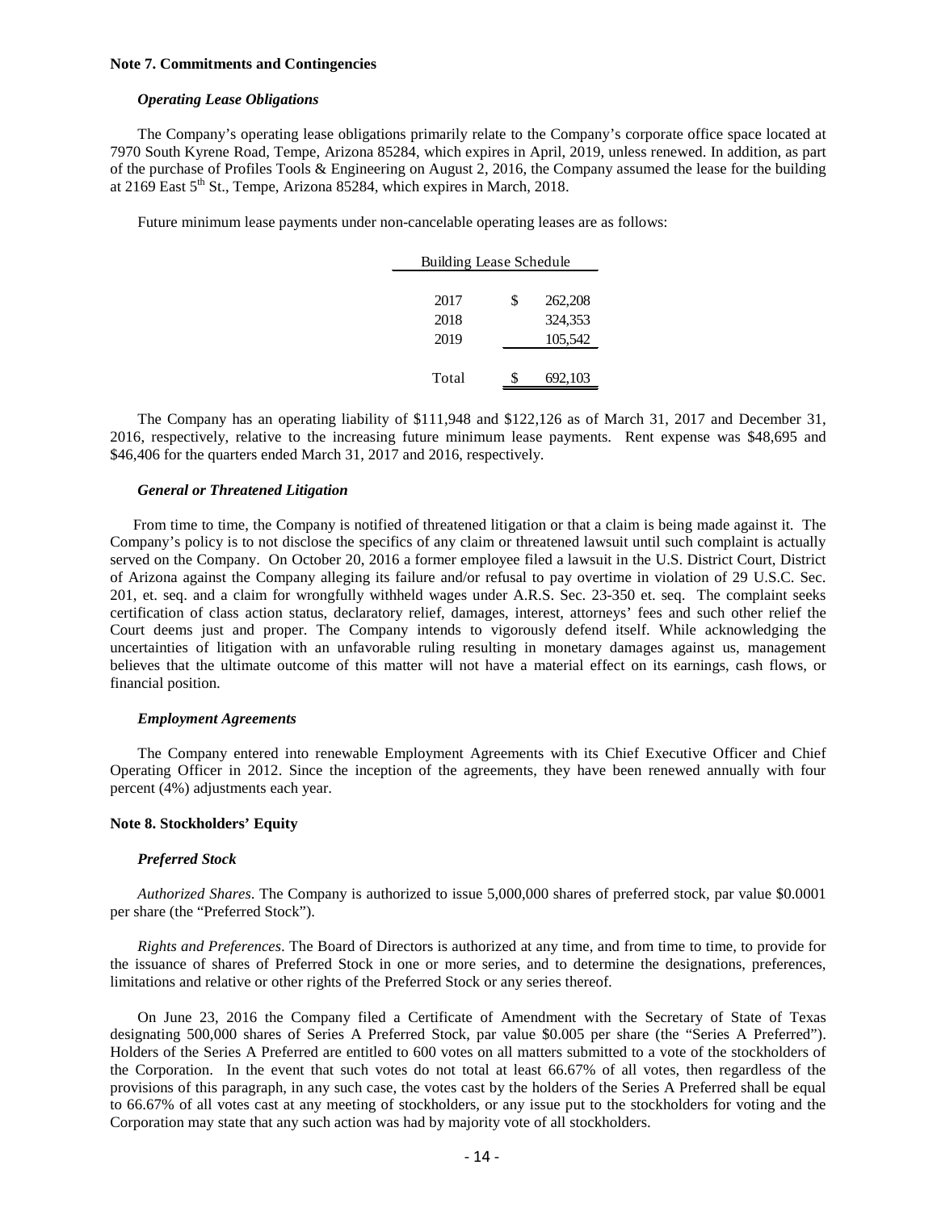**Note 7. Commitments and Contingencies**

***Operating Lease Obligations***

The Company's operating lease obligations primarily relate to the Company's corporate office space located at 7970 South Kyrene Road, Tempe, Arizona 85284, which expires in April, 2019, unless renewed. In addition, as part of the purchase of Profiles Tools & Engineering on August 2, 2016, the Company assumed the lease for the building at 2169 East 5th St., Tempe, Arizona 85284, which expires in March, 2018.

Future minimum lease payments under non-cancelable operating leases are as follows:

| Building Lease Schedule | | |
|---|---|---|
| 2017 | $ | 262,208 |
| 2018 | | 324,353 |
| 2019 | | 105,542 |
| Total | $ | 692,103 |

The Company has an operating liability of $111,948 and $122,126 as of March 31, 2017 and December 31, 2016, respectively, relative to the increasing future minimum lease payments. Rent expense was $48,695 and $46,406 for the quarters ended March 31, 2017 and 2016, respectively.

***General or Threatened Litigation***

From time to time, the Company is notified of threatened litigation or that a claim is being made against it. The Company's policy is to not disclose the specifics of any claim or threatened lawsuit until such complaint is actually served on the Company. On October 20, 2016 a former employee filed a lawsuit in the U.S. District Court, District of Arizona against the Company alleging its failure and/or refusal to pay overtime in violation of 29 U.S.C. Sec. 201, et. seq. and a claim for wrongfully withheld wages under A.R.S. Sec. 23-350 et. seq. The complaint seeks certification of class action status, declaratory relief, damages, interest, attorneys' fees and such other relief the Court deems just and proper. The Company intends to vigorously defend itself. While acknowledging the uncertainties of litigation with an unfavorable ruling resulting in monetary damages against us, management believes that the ultimate outcome of this matter will not have a material effect on its earnings, cash flows, or financial position.

***Employment Agreements***

The Company entered into renewable Employment Agreements with its Chief Executive Officer and Chief Operating Officer in 2012. Since the inception of the agreements, they have been renewed annually with four percent (4%) adjustments each year.

**Note 8. Stockholders' Equity**

***Preferred Stock***

*Authorized Shares*. The Company is authorized to issue 5,000,000 shares of preferred stock, par value $0.0001 per share (the "Preferred Stock").

*Rights and Preferences*. The Board of Directors is authorized at any time, and from time to time, to provide for the issuance of shares of Preferred Stock in one or more series, and to determine the designations, preferences, limitations and relative or other rights of the Preferred Stock or any series thereof.

On June 23, 2016 the Company filed a Certificate of Amendment with the Secretary of State of Texas designating 500,000 shares of Series A Preferred Stock, par value $0.005 per share (the "Series A Preferred"). Holders of the Series A Preferred are entitled to 600 votes on all matters submitted to a vote of the stockholders of the Corporation. In the event that such votes do not total at least 66.67% of all votes, then regardless of the provisions of this paragraph, in any such case, the votes cast by the holders of the Series A Preferred shall be equal to 66.67% of all votes cast at any meeting of stockholders, or any issue put to the stockholders for voting and the Corporation may state that any such action was had by majority vote of all stockholders.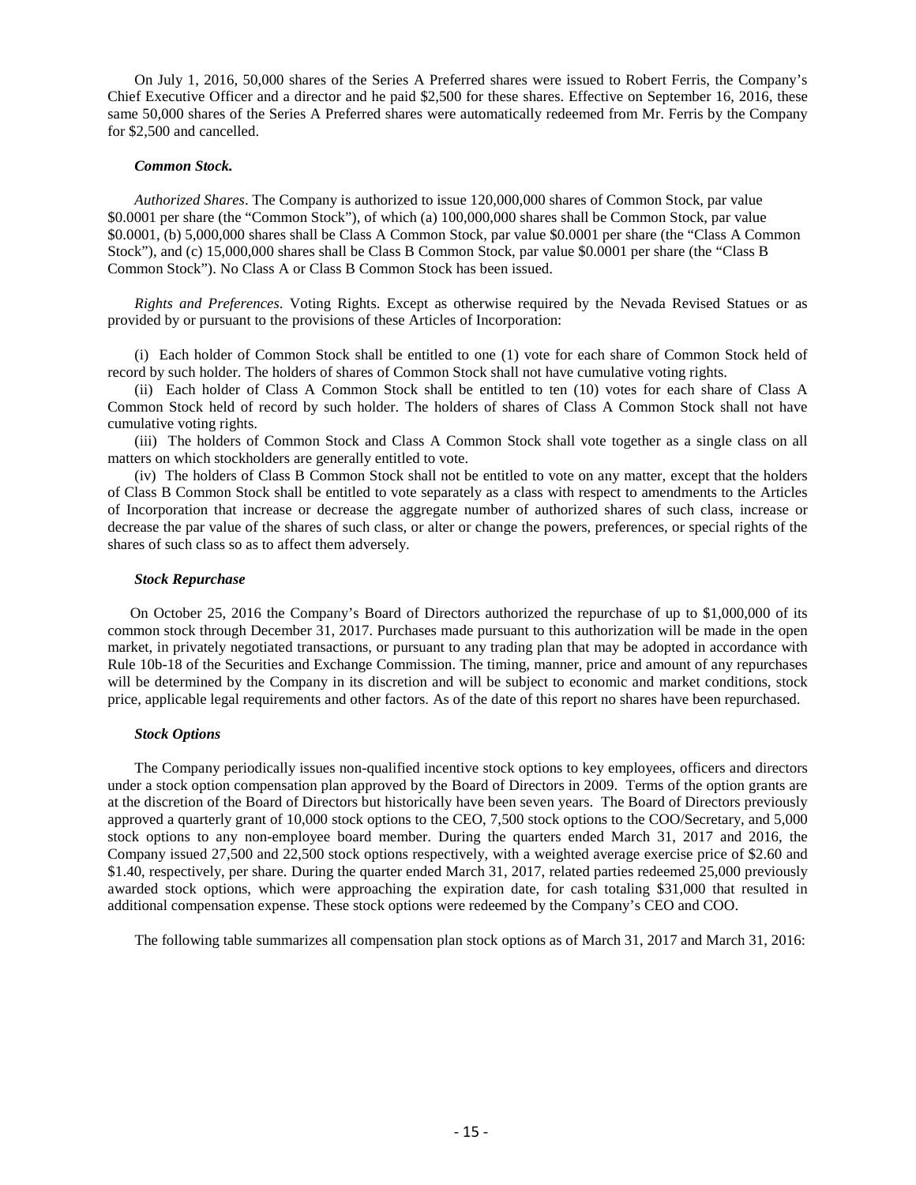On July 1, 2016, 50,000 shares of the Series A Preferred shares were issued to Robert Ferris, the Company's Chief Executive Officer and a director and he paid $2,500 for these shares. Effective on September 16, 2016, these same 50,000 shares of the Series A Preferred shares were automatically redeemed from Mr. Ferris by the Company for $2,500 and cancelled.

***Common Stock.***

*Authorized Shares*. The Company is authorized to issue 120,000,000 shares of Common Stock, par value $0.0001 per share (the "Common Stock"), of which (a) 100,000,000 shares shall be Common Stock, par value $0.0001, (b) 5,000,000 shares shall be Class A Common Stock, par value $0.0001 per share (the "Class A Common Stock"), and (c) 15,000,000 shares shall be Class B Common Stock, par value $0.0001 per share (the "Class B Common Stock"). No Class A or Class B Common Stock has been issued.

*Rights and Preferences*. Voting Rights. Except as otherwise required by the Nevada Revised Statues or as provided by or pursuant to the provisions of these Articles of Incorporation:

(i) Each holder of Common Stock shall be entitled to one (1) vote for each share of Common Stock held of record by such holder. The holders of shares of Common Stock shall not have cumulative voting rights.

(ii) Each holder of Class A Common Stock shall be entitled to ten (10) votes for each share of Class A Common Stock held of record by such holder. The holders of shares of Class A Common Stock shall not have cumulative voting rights.

(iii) The holders of Common Stock and Class A Common Stock shall vote together as a single class on all matters on which stockholders are generally entitled to vote.

(iv) The holders of Class B Common Stock shall not be entitled to vote on any matter, except that the holders of Class B Common Stock shall be entitled to vote separately as a class with respect to amendments to the Articles of Incorporation that increase or decrease the aggregate number of authorized shares of such class, increase or decrease the par value of the shares of such class, or alter or change the powers, preferences, or special rights of the shares of such class so as to affect them adversely.

***Stock Repurchase***

On October 25, 2016 the Company's Board of Directors authorized the repurchase of up to $1,000,000 of its common stock through December 31, 2017. Purchases made pursuant to this authorization will be made in the open market, in privately negotiated transactions, or pursuant to any trading plan that may be adopted in accordance with Rule 10b-18 of the Securities and Exchange Commission. The timing, manner, price and amount of any repurchases will be determined by the Company in its discretion and will be subject to economic and market conditions, stock price, applicable legal requirements and other factors. As of the date of this report no shares have been repurchased.

***Stock Options***

The Company periodically issues non-qualified incentive stock options to key employees, officers and directors under a stock option compensation plan approved by the Board of Directors in 2009. Terms of the option grants are at the discretion of the Board of Directors but historically have been seven years. The Board of Directors previously approved a quarterly grant of 10,000 stock options to the CEO, 7,500 stock options to the COO/Secretary, and 5,000 stock options to any non-employee board member. During the quarters ended March 31, 2017 and 2016, the Company issued 27,500 and 22,500 stock options respectively, with a weighted average exercise price of $2.60 and $1.40, respectively, per share. During the quarter ended March 31, 2017, related parties redeemed 25,000 previously awarded stock options, which were approaching the expiration date, for cash totaling $31,000 that resulted in additional compensation expense. These stock options were redeemed by the Company's CEO and COO.

The following table summarizes all compensation plan stock options as of March 31, 2017 and March 31, 2016: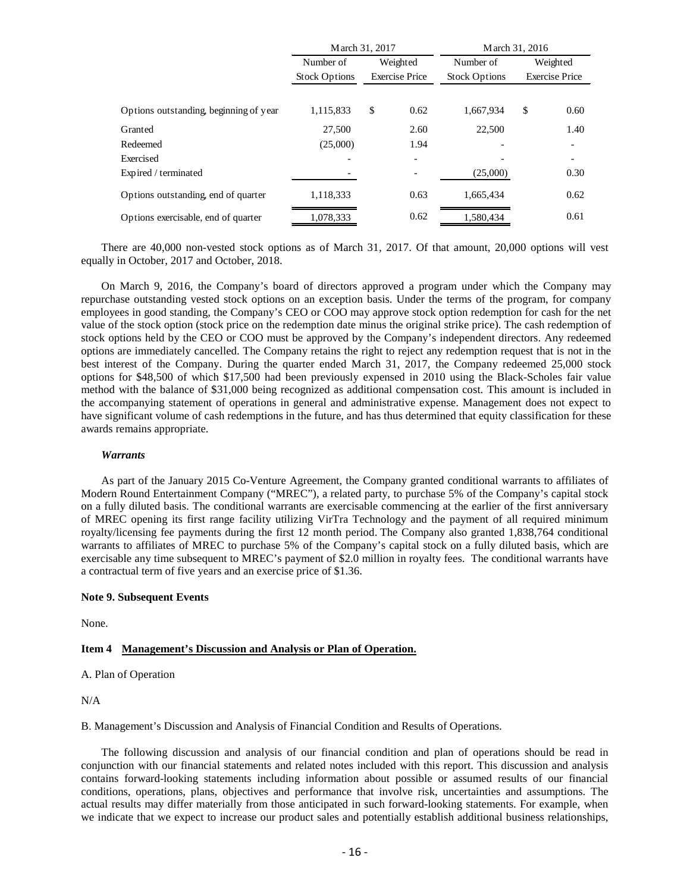| | March 31, 2017 | | March 31, 2016 | |
|---|---|---|---|---|
| | Number of Stock Options | Weighted Exercise Price | Number of Stock Options | Weighted Exercise Price |
| Options outstanding, beginning of year | 1,115,833 | $ 0.62 | 1,667,934 | $ 0.60 |
| Granted | 27,500 | 2.60 | 22,500 | 1.40 |
| Redeemed | (25,000) | 1.94 | - | - |
| Exercised | - | - | - | - |
| Expired / terminated | - | - | (25,000) | 0.30 |
| Options outstanding, end of quarter | 1,118,333 | 0.63 | 1,665,434 | 0.62 |
| Options exercisable, end of quarter | 1,078,333 | 0.62 | 1,580,434 | 0.61 |

There are 40,000 non-vested stock options as of March 31, 2017. Of that amount, 20,000 options will vest equally in October, 2017 and October, 2018.

On March 9, 2016, the Company's board of directors approved a program under which the Company may repurchase outstanding vested stock options on an exception basis. Under the terms of the program, for company employees in good standing, the Company's CEO or COO may approve stock option redemption for cash for the net value of the stock option (stock price on the redemption date minus the original strike price). The cash redemption of stock options held by the CEO or COO must be approved by the Company's independent directors. Any redeemed options are immediately cancelled. The Company retains the right to reject any redemption request that is not in the best interest of the Company. During the quarter ended March 31, 2017, the Company redeemed 25,000 stock options for $48,500 of which $17,500 had been previously expensed in 2010 using the Black-Scholes fair value method with the balance of $31,000 being recognized as additional compensation cost. This amount is included in the accompanying statement of operations in general and administrative expense. Management does not expect to have significant volume of cash redemptions in the future, and has thus determined that equity classification for these awards remains appropriate.

***Warrants***

As part of the January 2015 Co-Venture Agreement, the Company granted conditional warrants to affiliates of Modern Round Entertainment Company ("MREC"), a related party, to purchase 5% of the Company's capital stock on a fully diluted basis. The conditional warrants are exercisable commencing at the earlier of the first anniversary of MREC opening its first range facility utilizing VirTra Technology and the payment of all required minimum royalty/licensing fee payments during the first 12 month period. The Company also granted 1,838,764 conditional warrants to affiliates of MREC to purchase 5% of the Company's capital stock on a fully diluted basis, which are exercisable any time subsequent to MREC's payment of $2.0 million in royalty fees. The conditional warrants have a contractual term of five years and an exercise price of $1.36.

**Note 9. Subsequent Events**

None.

**Item 4 Management's Discussion and Analysis or Plan of Operation.**

A. Plan of Operation

N/A

B. Management's Discussion and Analysis of Financial Condition and Results of Operations.

The following discussion and analysis of our financial condition and plan of operations should be read in conjunction with our financial statements and related notes included with this report. This discussion and analysis contains forward-looking statements including information about possible or assumed results of our financial conditions, operations, plans, objectives and performance that involve risk, uncertainties and assumptions. The actual results may differ materially from those anticipated in such forward-looking statements. For example, when we indicate that we expect to increase our product sales and potentially establish additional business relationships,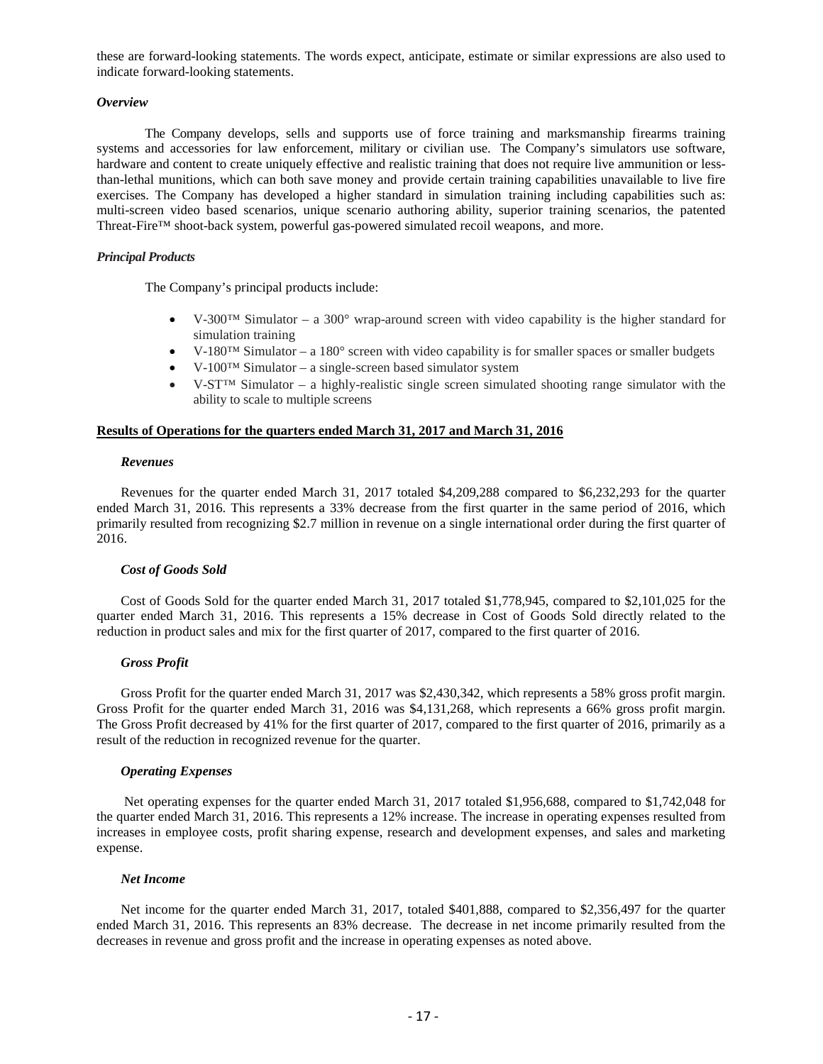these are forward-looking statements. The words expect, anticipate, estimate or similar expressions are also used to indicate forward-looking statements.

### *Overview*

The Company develops, sells and supports use of force training and marksmanship firearms training systems and accessories for law enforcement, military or civilian use. The Company's simulators use software, hardware and content to create uniquely effective and realistic training that does not require live ammunition or less-than-lethal munitions, which can both save money and provide certain training capabilities unavailable to live fire exercises. The Company has developed a higher standard in simulation training including capabilities such as: multi-screen video based scenarios, unique scenario authoring ability, superior training scenarios, the patented Threat-Fire™ shoot-back system, powerful gas-powered simulated recoil weapons, and more.

### *Principal Products*

The Company's principal products include:

- V-300™ Simulator – a 300° wrap-around screen with video capability is the higher standard for simulation training
- V-180™ Simulator – a 180° screen with video capability is for smaller spaces or smaller budgets
- V-100™ Simulator – a single-screen based simulator system
- V-ST™ Simulator – a highly-realistic single screen simulated shooting range simulator with the ability to scale to multiple screens

## Results of Operations for the quarters ended March 31, 2017 and March 31, 2016

### *Revenues*

Revenues for the quarter ended March 31, 2017 totaled $4,209,288 compared to $6,232,293 for the quarter ended March 31, 2016. This represents a 33% decrease from the first quarter in the same period of 2016, which primarily resulted from recognizing $2.7 million in revenue on a single international order during the first quarter of 2016.

### *Cost of Goods Sold*

Cost of Goods Sold for the quarter ended March 31, 2017 totaled $1,778,945, compared to $2,101,025 for the quarter ended March 31, 2016. This represents a 15% decrease in Cost of Goods Sold directly related to the reduction in product sales and mix for the first quarter of 2017, compared to the first quarter of 2016.

### *Gross Profit*

Gross Profit for the quarter ended March 31, 2017 was $2,430,342, which represents a 58% gross profit margin. Gross Profit for the quarter ended March 31, 2016 was $4,131,268, which represents a 66% gross profit margin. The Gross Profit decreased by 41% for the first quarter of 2017, compared to the first quarter of 2016, primarily as a result of the reduction in recognized revenue for the quarter.

### *Operating Expenses*

Net operating expenses for the quarter ended March 31, 2017 totaled $1,956,688, compared to $1,742,048 for the quarter ended March 31, 2016. This represents a 12% increase. The increase in operating expenses resulted from increases in employee costs, profit sharing expense, research and development expenses, and sales and marketing expense.

### *Net Income*

Net income for the quarter ended March 31, 2017, totaled $401,888, compared to $2,356,497 for the quarter ended March 31, 2016. This represents an 83% decrease. The decrease in net income primarily resulted from the decreases in revenue and gross profit and the increase in operating expenses as noted above.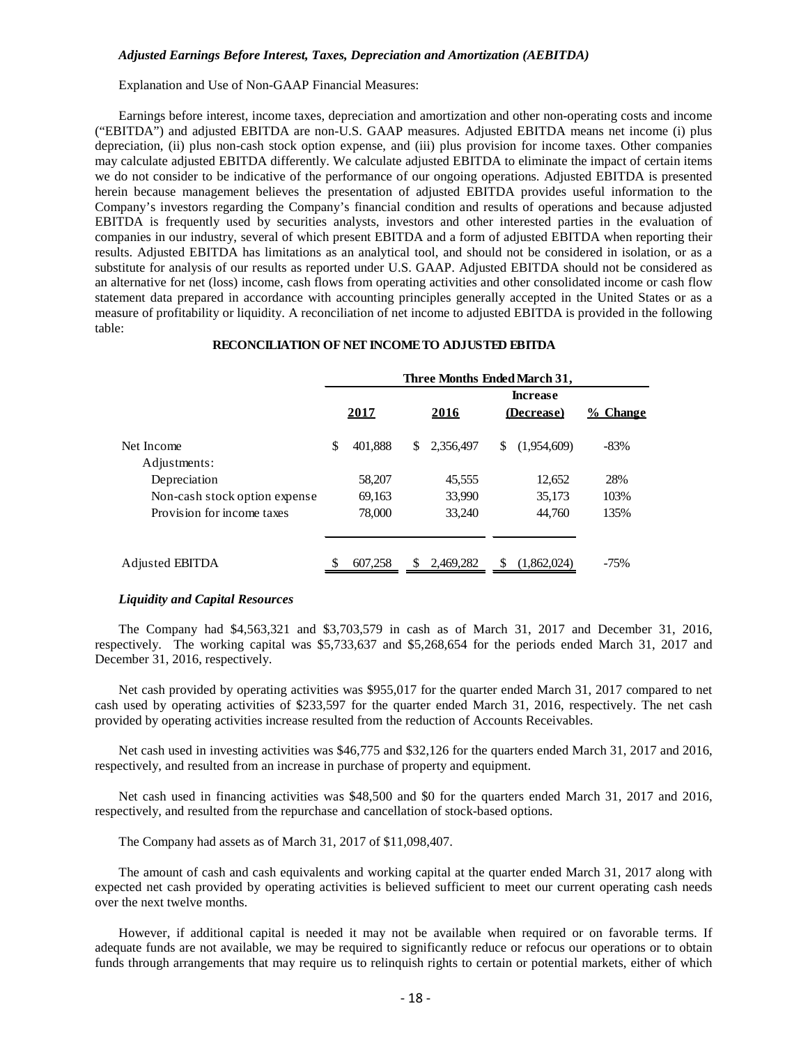### *Adjusted Earnings Before Interest, Taxes, Depreciation and Amortization (AEBITDA)*

Explanation and Use of Non-GAAP Financial Measures:

Earnings before interest, income taxes, depreciation and amortization and other non-operating costs and income ("EBITDA") and adjusted EBITDA are non-U.S. GAAP measures. Adjusted EBITDA means net income (i) plus depreciation, (ii) plus non-cash stock option expense, and (iii) plus provision for income taxes. Other companies may calculate adjusted EBITDA differently. We calculate adjusted EBITDA to eliminate the impact of certain items we do not consider to be indicative of the performance of our ongoing operations. Adjusted EBITDA is presented herein because management believes the presentation of adjusted EBITDA provides useful information to the Company's investors regarding the Company's financial condition and results of operations and because adjusted EBITDA is frequently used by securities analysts, investors and other interested parties in the evaluation of companies in our industry, several of which present EBITDA and a form of adjusted EBITDA when reporting their results. Adjusted EBITDA has limitations as an analytical tool, and should not be considered in isolation, or as a substitute for analysis of our results as reported under U.S. GAAP. Adjusted EBITDA should not be considered as an alternative for net (loss) income, cash flows from operating activities and other consolidated income or cash flow statement data prepared in accordance with accounting principles generally accepted in the United States or as a measure of profitability or liquidity. A reconciliation of net income to adjusted EBITDA is provided in the following table:

**RECONCILIATION OF NET INCOME TO ADJUSTED EBITDA**

| | Three Months Ended March 31, | | | |
|---|---|---|---|---|
| | 2017 | 2016 | Increase (Decrease) | % Change |
| Net Income | $ 401,888 | $ 2,356,497 | $ (1,954,609) | -83% |
| Adjustments: | | | | |
| Depreciation | 58,207 | 45,555 | 12,652 | 28% |
| Non-cash stock option expense | 69,163 | 33,990 | 35,173 | 103% |
| Provision for income taxes | 78,000 | 33,240 | 44,760 | 135% |
| Adjusted EBITDA | $ 607,258 | $ 2,469,282 | $ (1,862,024) | -75% |

### *Liquidity and Capital Resources*

The Company had $4,563,321 and $3,703,579 in cash as of March 31, 2017 and December 31, 2016, respectively. The working capital was $5,733,637 and $5,268,654 for the periods ended March 31, 2017 and December 31, 2016, respectively.

Net cash provided by operating activities was $955,017 for the quarter ended March 31, 2017 compared to net cash used by operating activities of $233,597 for the quarter ended March 31, 2016, respectively. The net cash provided by operating activities increase resulted from the reduction of Accounts Receivables.

Net cash used in investing activities was $46,775 and $32,126 for the quarters ended March 31, 2017 and 2016, respectively, and resulted from an increase in purchase of property and equipment.

Net cash used in financing activities was $48,500 and $0 for the quarters ended March 31, 2017 and 2016, respectively, and resulted from the repurchase and cancellation of stock-based options.

The Company had assets as of March 31, 2017 of $11,098,407.

The amount of cash and cash equivalents and working capital at the quarter ended March 31, 2017 along with expected net cash provided by operating activities is believed sufficient to meet our current operating cash needs over the next twelve months.

However, if additional capital is needed it may not be available when required or on favorable terms. If adequate funds are not available, we may be required to significantly reduce or refocus our operations or to obtain funds through arrangements that may require us to relinquish rights to certain or potential markets, either of which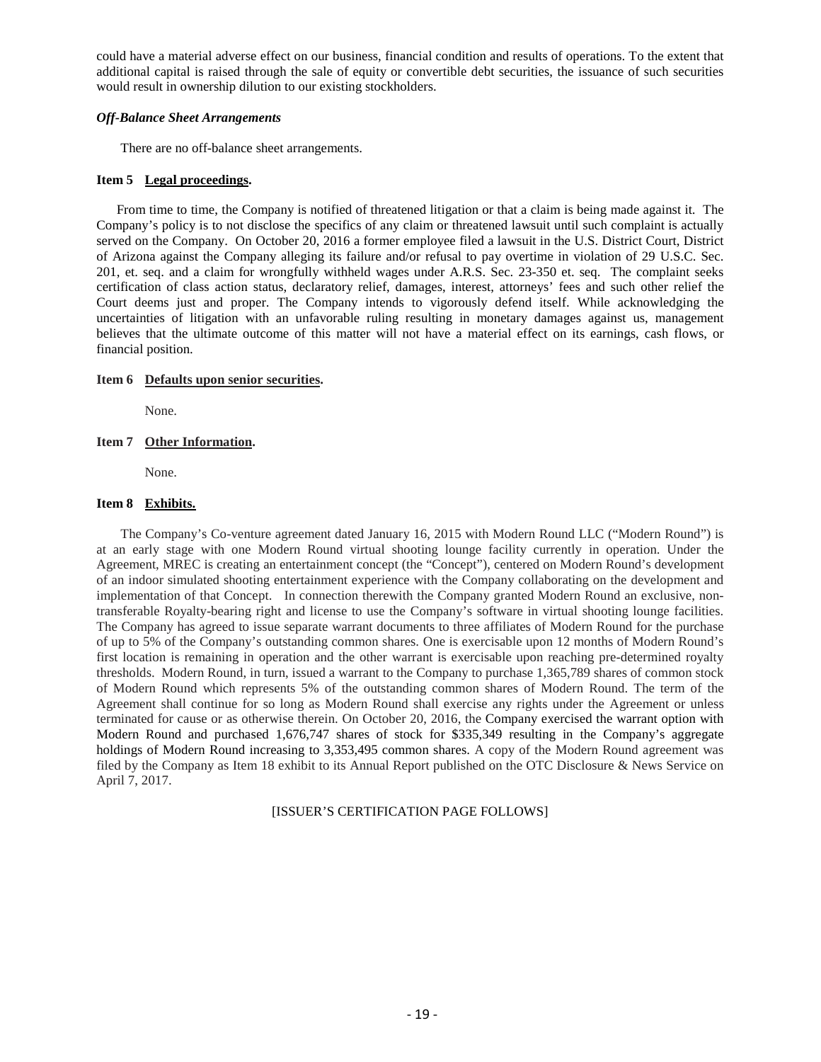could have a material adverse effect on our business, financial condition and results of operations. To the extent that additional capital is raised through the sale of equity or convertible debt securities, the issuance of such securities would result in ownership dilution to our existing stockholders.

***Off-Balance Sheet Arrangements***

There are no off-balance sheet arrangements.

**Item 5 Legal proceedings.**

From time to time, the Company is notified of threatened litigation or that a claim is being made against it. The Company's policy is to not disclose the specifics of any claim or threatened lawsuit until such complaint is actually served on the Company. On October 20, 2016 a former employee filed a lawsuit in the U.S. District Court, District of Arizona against the Company alleging its failure and/or refusal to pay overtime in violation of 29 U.S.C. Sec. 201, et. seq. and a claim for wrongfully withheld wages under A.R.S. Sec. 23-350 et. seq. The complaint seeks certification of class action status, declaratory relief, damages, interest, attorneys' fees and such other relief the Court deems just and proper. The Company intends to vigorously defend itself. While acknowledging the uncertainties of litigation with an unfavorable ruling resulting in monetary damages against us, management believes that the ultimate outcome of this matter will not have a material effect on its earnings, cash flows, or financial position.

**Item 6 Defaults upon senior securities.**

None.

**Item 7 Other Information.**

None.

**Item 8 Exhibits.**

The Company's Co-venture agreement dated January 16, 2015 with Modern Round LLC ("Modern Round") is at an early stage with one Modern Round virtual shooting lounge facility currently in operation. Under the Agreement, MREC is creating an entertainment concept (the "Concept"), centered on Modern Round's development of an indoor simulated shooting entertainment experience with the Company collaborating on the development and implementation of that Concept. In connection therewith the Company granted Modern Round an exclusive, non-transferable Royalty-bearing right and license to use the Company's software in virtual shooting lounge facilities. The Company has agreed to issue separate warrant documents to three affiliates of Modern Round for the purchase of up to 5% of the Company's outstanding common shares. One is exercisable upon 12 months of Modern Round's first location is remaining in operation and the other warrant is exercisable upon reaching pre-determined royalty thresholds. Modern Round, in turn, issued a warrant to the Company to purchase 1,365,789 shares of common stock of Modern Round which represents 5% of the outstanding common shares of Modern Round. The term of the Agreement shall continue for so long as Modern Round shall exercise any rights under the Agreement or unless terminated for cause or as otherwise therein. On October 20, 2016, the Company exercised the warrant option with Modern Round and purchased 1,676,747 shares of stock for $335,349 resulting in the Company's aggregate holdings of Modern Round increasing to 3,353,495 common shares. A copy of the Modern Round agreement was filed by the Company as Item 18 exhibit to its Annual Report published on the OTC Disclosure & News Service on April 7, 2017.

[ISSUER'S CERTIFICATION PAGE FOLLOWS]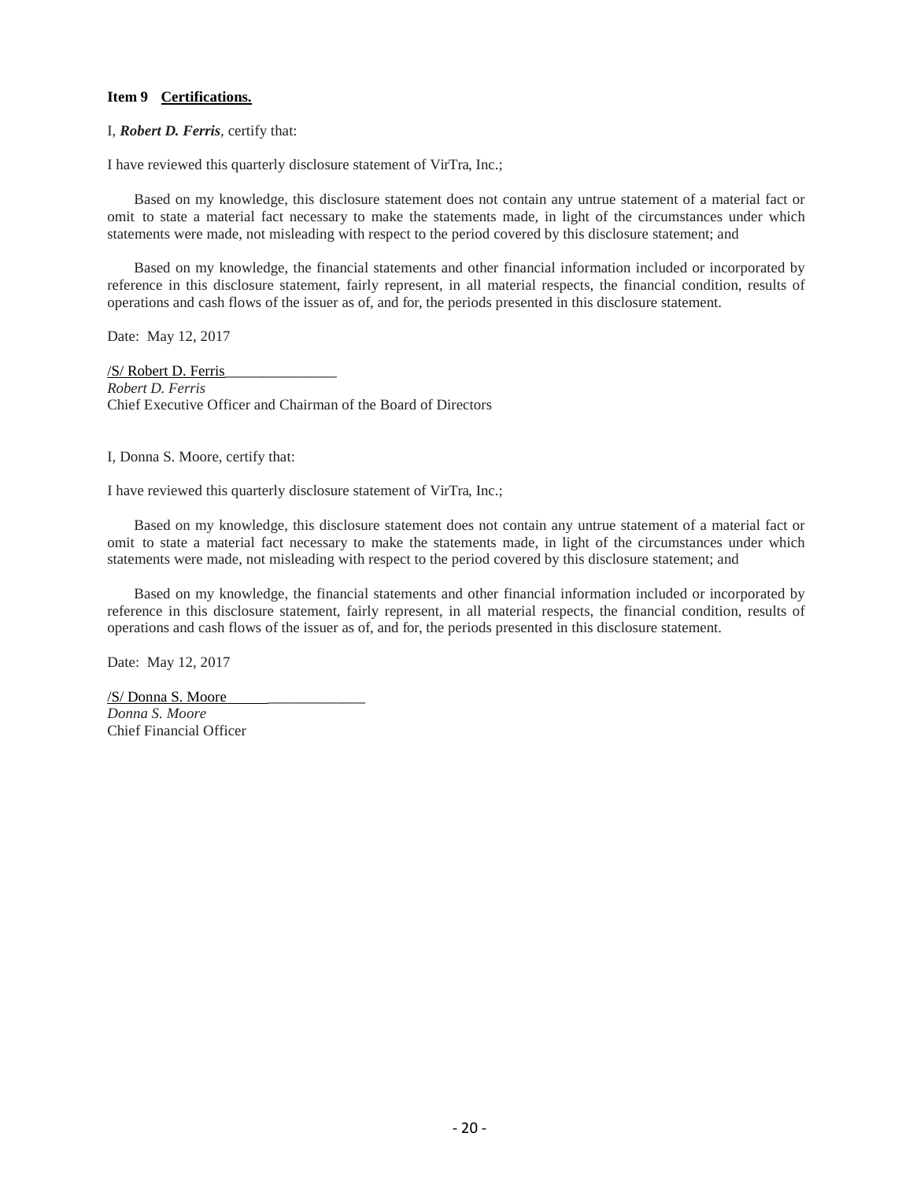**Item 9 Certifications.**

I, ***Robert D. Ferris***, certify that:

I have reviewed this quarterly disclosure statement of VirTra, Inc.;

Based on my knowledge, this disclosure statement does not contain any untrue statement of a material fact or omit to state a material fact necessary to make the statements made, in light of the circumstances under which statements were made, not misleading with respect to the period covered by this disclosure statement; and

Based on my knowledge, the financial statements and other financial information included or incorporated by reference in this disclosure statement, fairly represent, in all material respects, the financial condition, results of operations and cash flows of the issuer as of, and for, the periods presented in this disclosure statement.

Date: May 12, 2017

/S/ Robert D. Ferris
*Robert D. Ferris*
Chief Executive Officer and Chairman of the Board of Directors

I, Donna S. Moore, certify that:

I have reviewed this quarterly disclosure statement of VirTra, Inc.;

Based on my knowledge, this disclosure statement does not contain any untrue statement of a material fact or omit to state a material fact necessary to make the statements made, in light of the circumstances under which statements were made, not misleading with respect to the period covered by this disclosure statement; and

Based on my knowledge, the financial statements and other financial information included or incorporated by reference in this disclosure statement, fairly represent, in all material respects, the financial condition, results of operations and cash flows of the issuer as of, and for, the periods presented in this disclosure statement.

Date: May 12, 2017

/S/ Donna S. Moore
*Donna S. Moore*
Chief Financial Officer